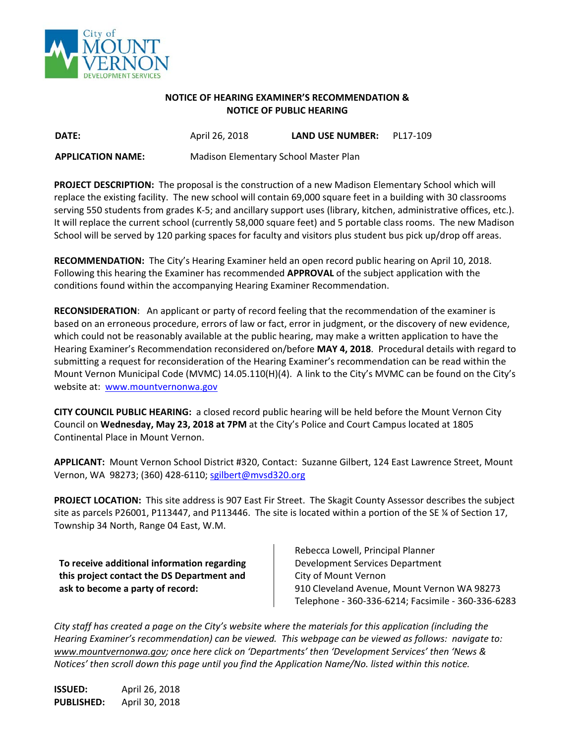City of MOUNT VERNON DEVELOPMENT SERVICES

## NOTICE OF HEARING EXAMINER'S RECOMMENDATION & NOTICE OF PUBLIC HEARING

**DATE:** April 26, 2018 **LAND USE NUMBER:** PL17-109

**APPLICATION NAME:** Madison Elementary School Master Plan

**PROJECT DESCRIPTION:** The proposal is the construction of a new Madison Elementary School which will replace the existing facility. The new school will contain 69,000 square feet in a building with 30 classrooms serving 550 students from grades K-5; and ancillary support uses (library, kitchen, administrative offices, etc.). It will replace the current school (currently 58,000 square feet) and 5 portable class rooms. The new Madison School will be served by 120 parking spaces for faculty and visitors plus student bus pick up/drop off areas.

**RECOMMENDATION:** The City's Hearing Examiner held an open record public hearing on April 10, 2018. Following this hearing the Examiner has recommended **APPROVAL** of the subject application with the conditions found within the accompanying Hearing Examiner Recommendation.

**RECONSIDERATION**: An applicant or party of record feeling that the recommendation of the examiner is based on an erroneous procedure, errors of law or fact, error in judgment, or the discovery of new evidence, which could not be reasonably available at the public hearing, may make a written application to have the Hearing Examiner's Recommendation reconsidered on/before **MAY 4, 2018**. Procedural details with regard to submitting a request for reconsideration of the Hearing Examiner's recommendation can be read within the Mount Vernon Municipal Code (MVMC) 14.05.110(H)(4). A link to the City's MVMC can be found on the City's website at: www.mountvernonwa.gov

**CITY COUNCIL PUBLIC HEARING:** a closed record public hearing will be held before the Mount Vernon City Council on **Wednesday, May 23, 2018 at 7PM** at the City's Police and Court Campus located at 1805 Continental Place in Mount Vernon.

**APPLICANT:** Mount Vernon School District #320, Contact: Suzanne Gilbert, 124 East Lawrence Street, Mount Vernon, WA 98273; (360) 428-6110; sgilbert@mvsd320.org

**PROJECT LOCATION:** This site address is 907 East Fir Street. The Skagit County Assessor describes the subject site as parcels P26001, P113447, and P113446. The site is located within a portion of the SE ¼ of Section 17, Township 34 North, Range 04 East, W.M.

**To receive additional information regarding this project contact the DS Department and ask to become a party of record:**

Rebecca Lowell, Principal Planner
Development Services Department
City of Mount Vernon
910 Cleveland Avenue, Mount Vernon WA 98273
Telephone - 360-336-6214; Facsimile - 360-336-6283

*City staff has created a page on the City's website where the materials for this application (including the Hearing Examiner's recommendation) can be viewed. This webpage can be viewed as follows: navigate to: www.mountvernonwa.gov; once here click on 'Departments' then 'Development Services' then 'News & Notices' then scroll down this page until you find the Application Name/No. listed within this notice.*

**ISSUED:** April 26, 2018
**PUBLISHED:** April 30, 2018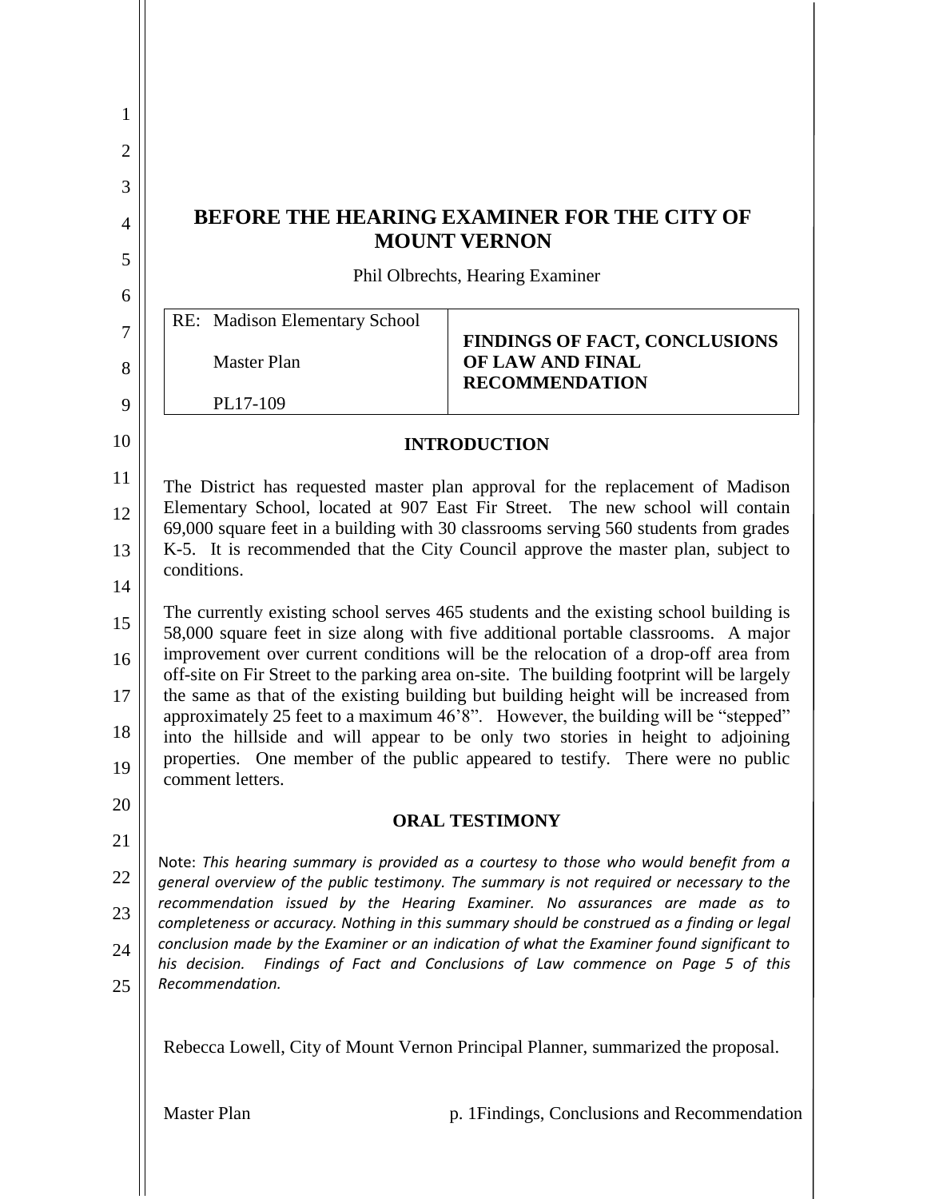# BEFORE THE HEARING EXAMINER FOR THE CITY OF MOUNT VERNON

Phil Olbrechts, Hearing Examiner

| RE: Madison Elementary School<br><br>Master Plan<br><br>PL17-109 | **FINDINGS OF FACT, CONCLUSIONS OF LAW AND FINAL RECOMMENDATION** |
|---|---|

## INTRODUCTION

The District has requested master plan approval for the replacement of Madison Elementary School, located at 907 East Fir Street. The new school will contain 69,000 square feet in a building with 30 classrooms serving 560 students from grades K-5. It is recommended that the City Council approve the master plan, subject to conditions.

The currently existing school serves 465 students and the existing school building is 58,000 square feet in size along with five additional portable classrooms. A major improvement over current conditions will be the relocation of a drop-off area from off-site on Fir Street to the parking area on-site. The building footprint will be largely the same as that of the existing building but building height will be increased from approximately 25 feet to a maximum 46'8". However, the building will be "stepped" into the hillside and will appear to be only two stories in height to adjoining properties. One member of the public appeared to testify. There were no public comment letters.

## ORAL TESTIMONY

Note: *This hearing summary is provided as a courtesy to those who would benefit from a general overview of the public testimony. The summary is not required or necessary to the recommendation issued by the Hearing Examiner. No assurances are made as to completeness or accuracy. Nothing in this summary should be construed as a finding or legal conclusion made by the Examiner or an indication of what the Examiner found significant to his decision. Findings of Fact and Conclusions of Law commence on Page 5 of this Recommendation.*

Rebecca Lowell, City of Mount Vernon Principal Planner, summarized the proposal.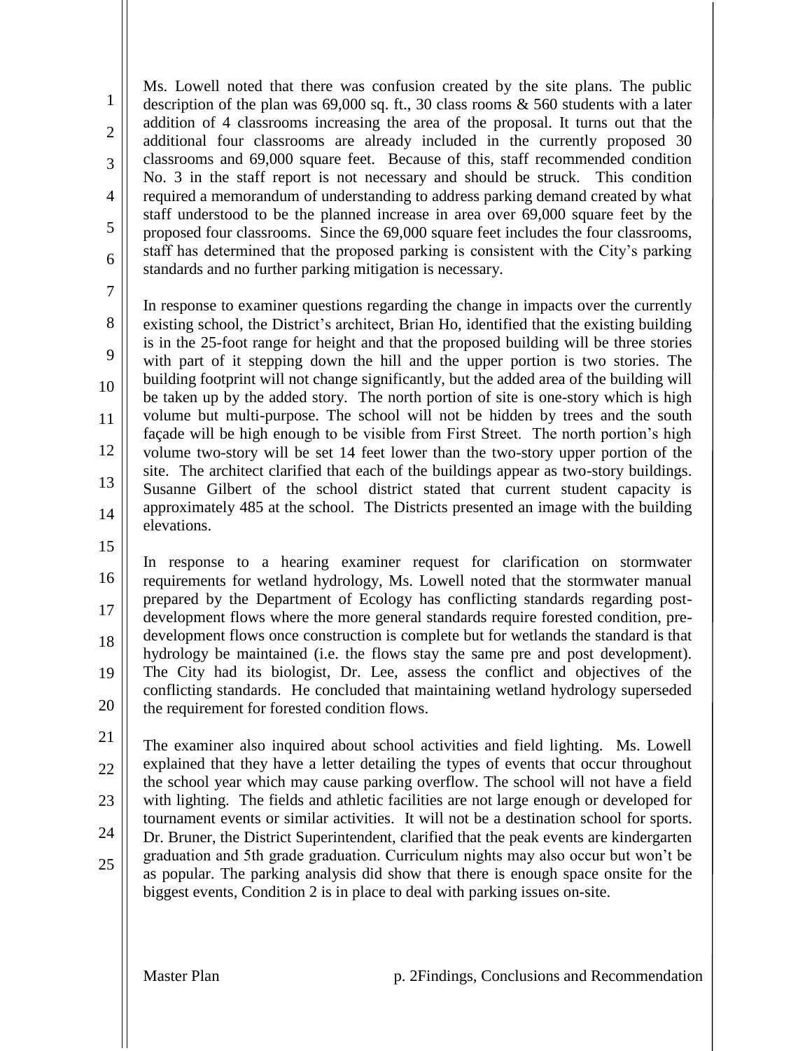Ms. Lowell noted that there was confusion created by the site plans. The public description of the plan was 69,000 sq. ft., 30 class rooms & 560 students with a later addition of 4 classrooms increasing the area of the proposal. It turns out that the additional four classrooms are already included in the currently proposed 30 classrooms and 69,000 square feet. Because of this, staff recommended condition No. 3 in the staff report is not necessary and should be struck. This condition required a memorandum of understanding to address parking demand created by what staff understood to be the planned increase in area over 69,000 square feet by the proposed four classrooms. Since the 69,000 square feet includes the four classrooms, staff has determined that the proposed parking is consistent with the City's parking standards and no further parking mitigation is necessary.

In response to examiner questions regarding the change in impacts over the currently existing school, the District's architect, Brian Ho, identified that the existing building is in the 25-foot range for height and that the proposed building will be three stories with part of it stepping down the hill and the upper portion is two stories. The building footprint will not change significantly, but the added area of the building will be taken up by the added story. The north portion of site is one-story which is high volume but multi-purpose. The school will not be hidden by trees and the south façade will be high enough to be visible from First Street. The north portion's high volume two-story will be set 14 feet lower than the two-story upper portion of the site. The architect clarified that each of the buildings appear as two-story buildings. Susanne Gilbert of the school district stated that current student capacity is approximately 485 at the school. The Districts presented an image with the building elevations.

In response to a hearing examiner request for clarification on stormwater requirements for wetland hydrology, Ms. Lowell noted that the stormwater manual prepared by the Department of Ecology has conflicting standards regarding post-development flows where the more general standards require forested condition, pre-development flows once construction is complete but for wetlands the standard is that hydrology be maintained (i.e. the flows stay the same pre and post development). The City had its biologist, Dr. Lee, assess the conflict and objectives of the conflicting standards. He concluded that maintaining wetland hydrology superseded the requirement for forested condition flows.

The examiner also inquired about school activities and field lighting. Ms. Lowell explained that they have a letter detailing the types of events that occur throughout the school year which may cause parking overflow. The school will not have a field with lighting. The fields and athletic facilities are not large enough or developed for tournament events or similar activities. It will not be a destination school for sports. Dr. Bruner, the District Superintendent, clarified that the peak events are kindergarten graduation and 5th grade graduation. Curriculum nights may also occur but won't be as popular. The parking analysis did show that there is enough space onsite for the biggest events, Condition 2 is in place to deal with parking issues on-site.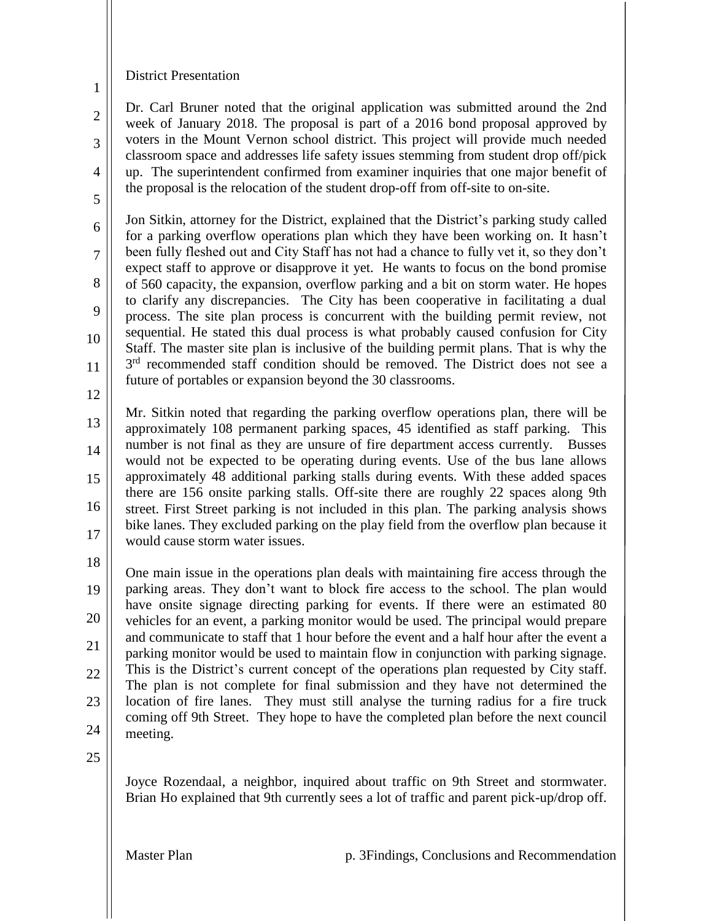District Presentation

Dr. Carl Bruner noted that the original application was submitted around the 2nd week of January 2018. The proposal is part of a 2016 bond proposal approved by voters in the Mount Vernon school district. This project will provide much needed classroom space and addresses life safety issues stemming from student drop off/pick up. The superintendent confirmed from examiner inquiries that one major benefit of the proposal is the relocation of the student drop-off from off-site to on-site.

Jon Sitkin, attorney for the District, explained that the District's parking study called for a parking overflow operations plan which they have been working on. It hasn't been fully fleshed out and City Staff has not had a chance to fully vet it, so they don't expect staff to approve or disapprove it yet. He wants to focus on the bond promise of 560 capacity, the expansion, overflow parking and a bit on storm water. He hopes to clarify any discrepancies. The City has been cooperative in facilitating a dual process. The site plan process is concurrent with the building permit review, not sequential. He stated this dual process is what probably caused confusion for City Staff. The master site plan is inclusive of the building permit plans. That is why the 3rd recommended staff condition should be removed. The District does not see a future of portables or expansion beyond the 30 classrooms.

Mr. Sitkin noted that regarding the parking overflow operations plan, there will be approximately 108 permanent parking spaces, 45 identified as staff parking. This number is not final as they are unsure of fire department access currently. Busses would not be expected to be operating during events. Use of the bus lane allows approximately 48 additional parking stalls during events. With these added spaces there are 156 onsite parking stalls. Off-site there are roughly 22 spaces along 9th street. First Street parking is not included in this plan. The parking analysis shows bike lanes. They excluded parking on the play field from the overflow plan because it would cause storm water issues.

One main issue in the operations plan deals with maintaining fire access through the parking areas. They don't want to block fire access to the school. The plan would have onsite signage directing parking for events. If there were an estimated 80 vehicles for an event, a parking monitor would be used. The principal would prepare and communicate to staff that 1 hour before the event and a half hour after the event a parking monitor would be used to maintain flow in conjunction with parking signage. This is the District's current concept of the operations plan requested by City staff. The plan is not complete for final submission and they have not determined the location of fire lanes. They must still analyse the turning radius for a fire truck coming off 9th Street. They hope to have the completed plan before the next council meeting.

Joyce Rozendaal, a neighbor, inquired about traffic on 9th Street and stormwater. Brian Ho explained that 9th currently sees a lot of traffic and parent pick-up/drop off.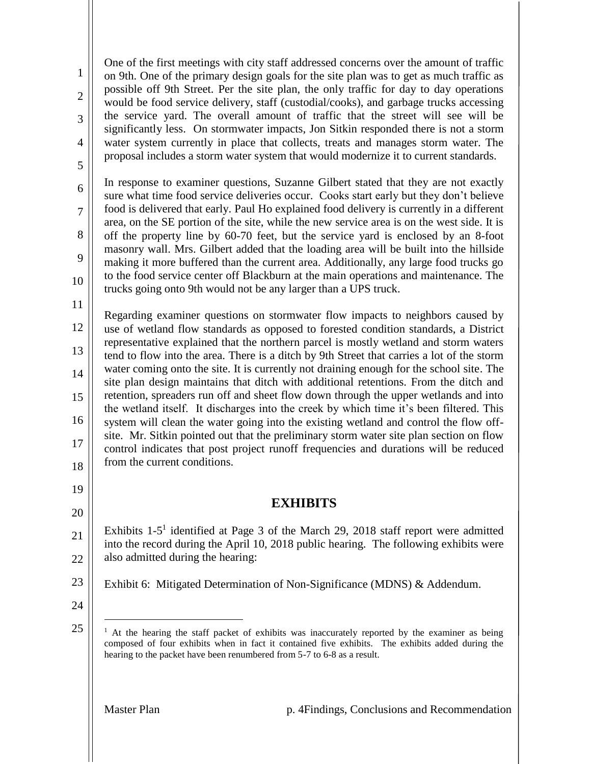One of the first meetings with city staff addressed concerns over the amount of traffic on 9th. One of the primary design goals for the site plan was to get as much traffic as possible off 9th Street. Per the site plan, the only traffic for day to day operations would be food service delivery, staff (custodial/cooks), and garbage trucks accessing the service yard. The overall amount of traffic that the street will see will be significantly less. On stormwater impacts, Jon Sitkin responded there is not a storm water system currently in place that collects, treats and manages storm water. The proposal includes a storm water system that would modernize it to current standards.

In response to examiner questions, Suzanne Gilbert stated that they are not exactly sure what time food service deliveries occur. Cooks start early but they don't believe food is delivered that early. Paul Ho explained food delivery is currently in a different area, on the SE portion of the site, while the new service area is on the west side. It is off the property line by 60-70 feet, but the service yard is enclosed by an 8-foot masonry wall. Mrs. Gilbert added that the loading area will be built into the hillside making it more buffered than the current area. Additionally, any large food trucks go to the food service center off Blackburn at the main operations and maintenance. The trucks going onto 9th would not be any larger than a UPS truck.

Regarding examiner questions on stormwater flow impacts to neighbors caused by use of wetland flow standards as opposed to forested condition standards, a District representative explained that the northern parcel is mostly wetland and storm waters tend to flow into the area. There is a ditch by 9th Street that carries a lot of the storm water coming onto the site. It is currently not draining enough for the school site. The site plan design maintains that ditch with additional retentions. From the ditch and retention, spreaders run off and sheet flow down through the upper wetlands and into the wetland itself. It discharges into the creek by which time it's been filtered. This system will clean the water going into the existing wetland and control the flow off-site. Mr. Sitkin pointed out that the preliminary storm water site plan section on flow control indicates that post project runoff frequencies and durations will be reduced from the current conditions.

## EXHIBITS

Exhibits 1-5[1] identified at Page 3 of the March 29, 2018 staff report were admitted into the record during the April 10, 2018 public hearing. The following exhibits were also admitted during the hearing:

Exhibit 6: Mitigated Determination of Non-Significance (MDNS) & Addendum.

[1] At the hearing the staff packet of exhibits was inaccurately reported by the examiner as being composed of four exhibits when in fact it contained five exhibits. The exhibits added during the hearing to the packet have been renumbered from 5-7 to 6-8 as a result.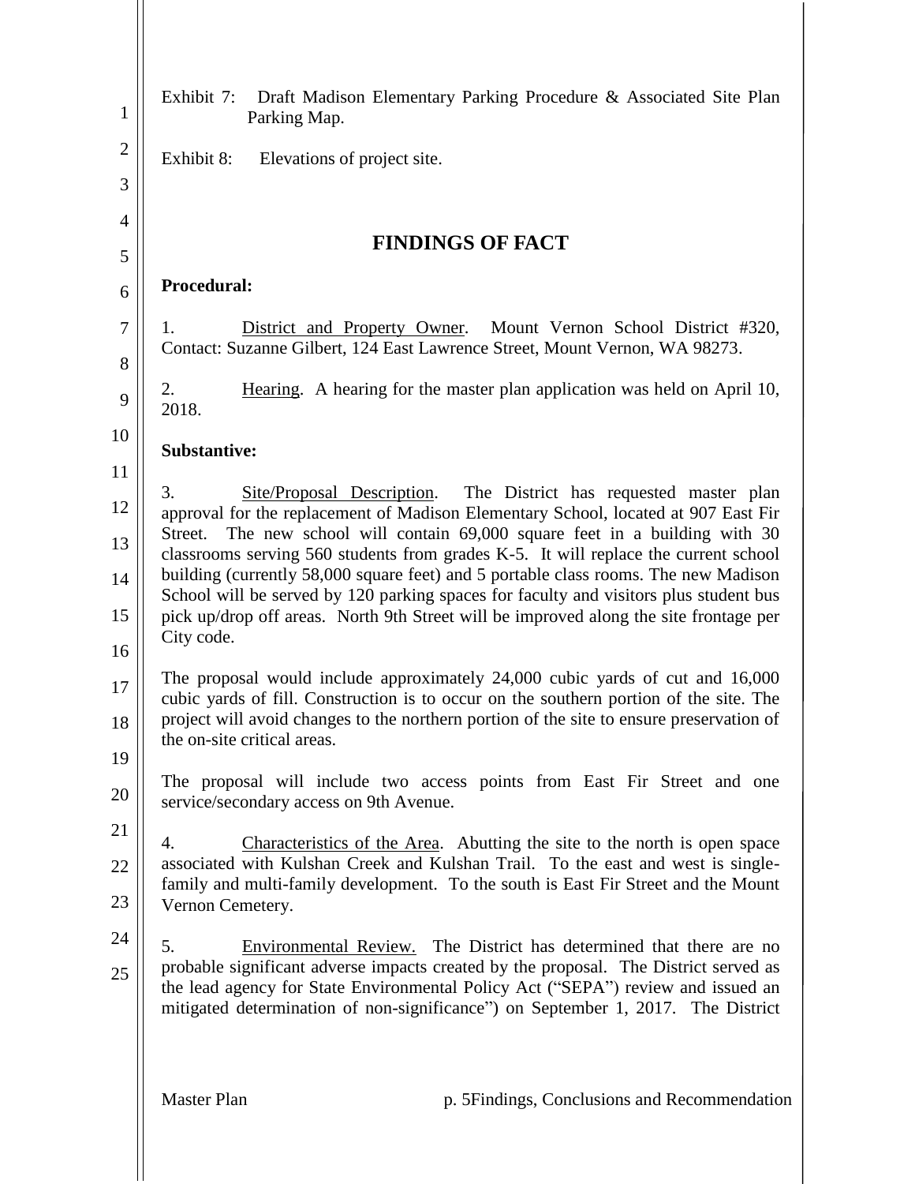Exhibit 7: Draft Madison Elementary Parking Procedure & Associated Site Plan Parking Map.

Exhibit 8: Elevations of project site.

## FINDINGS OF FACT

**Procedural:**

1. District and Property Owner. Mount Vernon School District #320, Contact: Suzanne Gilbert, 124 East Lawrence Street, Mount Vernon, WA 98273.

2. Hearing. A hearing for the master plan application was held on April 10, 2018.

**Substantive:**

3. Site/Proposal Description. The District has requested master plan approval for the replacement of Madison Elementary School, located at 907 East Fir Street. The new school will contain 69,000 square feet in a building with 30 classrooms serving 560 students from grades K-5. It will replace the current school building (currently 58,000 square feet) and 5 portable class rooms. The new Madison School will be served by 120 parking spaces for faculty and visitors plus student bus pick up/drop off areas. North 9th Street will be improved along the site frontage per City code.

The proposal would include approximately 24,000 cubic yards of cut and 16,000 cubic yards of fill. Construction is to occur on the southern portion of the site. The project will avoid changes to the northern portion of the site to ensure preservation of the on-site critical areas.

The proposal will include two access points from East Fir Street and one service/secondary access on 9th Avenue.

4. Characteristics of the Area. Abutting the site to the north is open space associated with Kulshan Creek and Kulshan Trail. To the east and west is single-family and multi-family development. To the south is East Fir Street and the Mount Vernon Cemetery.

5. Environmental Review. The District has determined that there are no probable significant adverse impacts created by the proposal. The District served as the lead agency for State Environmental Policy Act ("SEPA") review and issued an mitigated determination of non-significance") on September 1, 2017. The District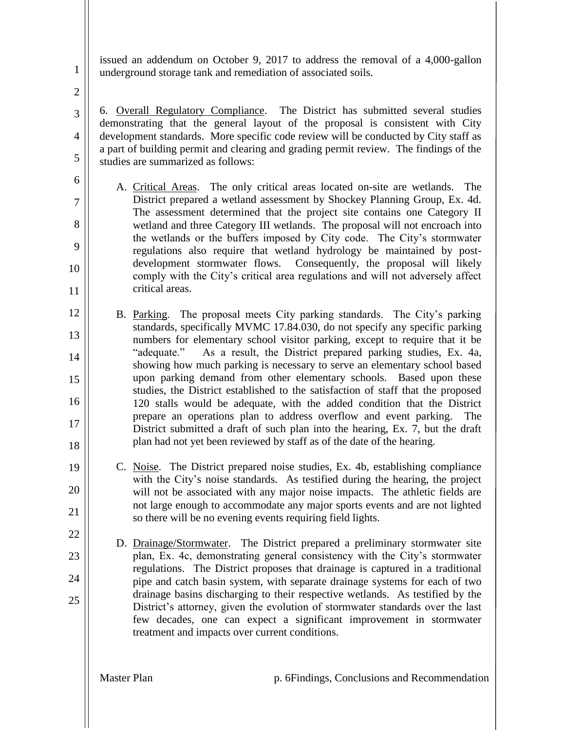issued an addendum on October 9, 2017 to address the removal of a 4,000-gallon underground storage tank and remediation of associated soils.

6. Overall Regulatory Compliance. The District has submitted several studies demonstrating that the general layout of the proposal is consistent with City development standards. More specific code review will be conducted by City staff as a part of building permit and clearing and grading permit review. The findings of the studies are summarized as follows:

A. Critical Areas. The only critical areas located on-site are wetlands. The District prepared a wetland assessment by Shockey Planning Group, Ex. 4d. The assessment determined that the project site contains one Category II wetland and three Category III wetlands. The proposal will not encroach into the wetlands or the buffers imposed by City code. The City's stormwater regulations also require that wetland hydrology be maintained by post-development stormwater flows. Consequently, the proposal will likely comply with the City's critical area regulations and will not adversely affect critical areas.

B. Parking. The proposal meets City parking standards. The City's parking standards, specifically MVMC 17.84.030, do not specify any specific parking numbers for elementary school visitor parking, except to require that it be "adequate." As a result, the District prepared parking studies, Ex. 4a, showing how much parking is necessary to serve an elementary school based upon parking demand from other elementary schools. Based upon these studies, the District established to the satisfaction of staff that the proposed 120 stalls would be adequate, with the added condition that the District prepare an operations plan to address overflow and event parking. The District submitted a draft of such plan into the hearing, Ex. 7, but the draft plan had not yet been reviewed by staff as of the date of the hearing.

C. Noise. The District prepared noise studies, Ex. 4b, establishing compliance with the City's noise standards. As testified during the hearing, the project will not be associated with any major noise impacts. The athletic fields are not large enough to accommodate any major sports events and are not lighted so there will be no evening events requiring field lights.

D. Drainage/Stormwater. The District prepared a preliminary stormwater site plan, Ex. 4c, demonstrating general consistency with the City's stormwater regulations. The District proposes that drainage is captured in a traditional pipe and catch basin system, with separate drainage systems for each of two drainage basins discharging to their respective wetlands. As testified by the District's attorney, given the evolution of stormwater standards over the last few decades, one can expect a significant improvement in stormwater treatment and impacts over current conditions.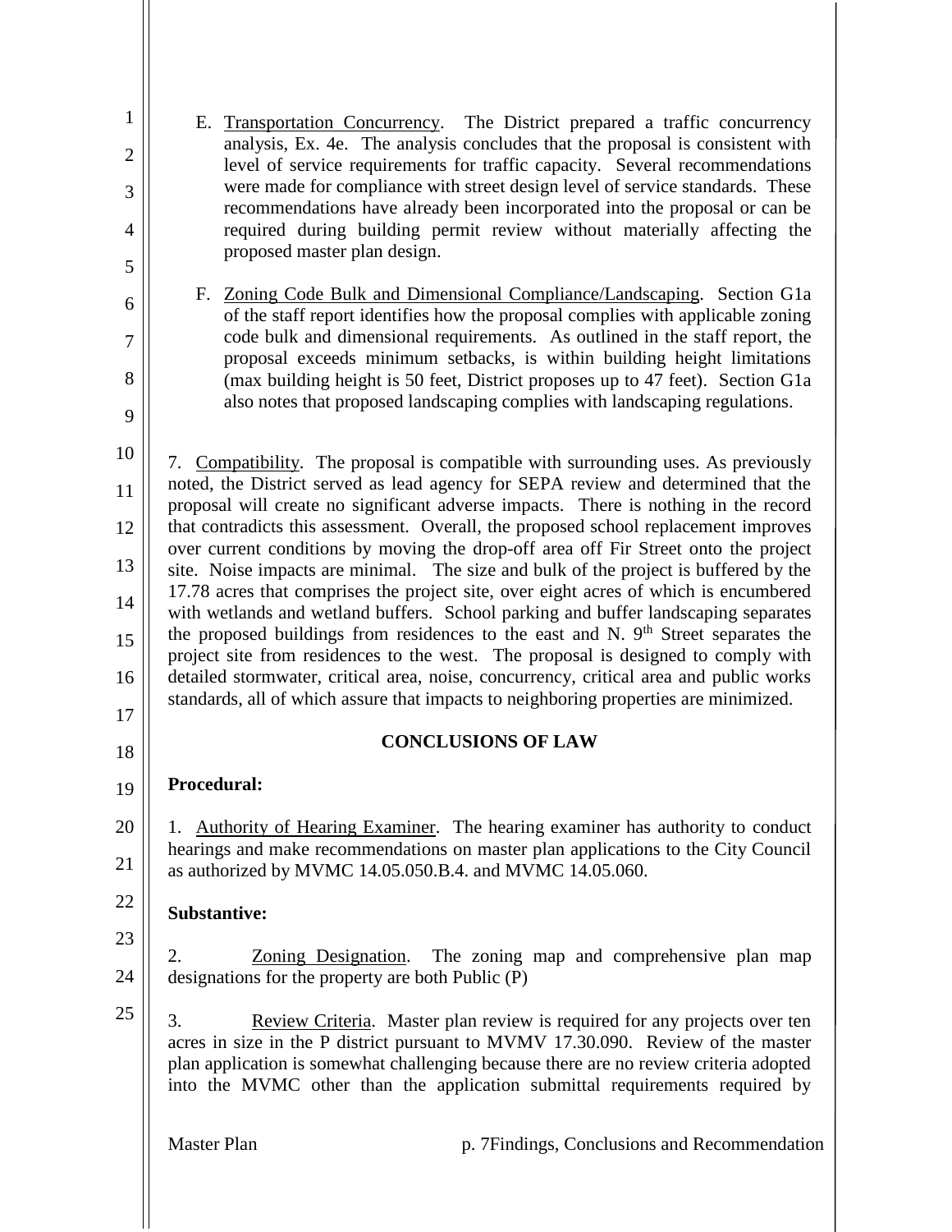E. Transportation Concurrency. The District prepared a traffic concurrency analysis, Ex. 4e. The analysis concludes that the proposal is consistent with level of service requirements for traffic capacity. Several recommendations were made for compliance with street design level of service standards. These recommendations have already been incorporated into the proposal or can be required during building permit review without materially affecting the proposed master plan design.

F. Zoning Code Bulk and Dimensional Compliance/Landscaping. Section G1a of the staff report identifies how the proposal complies with applicable zoning code bulk and dimensional requirements. As outlined in the staff report, the proposal exceeds minimum setbacks, is within building height limitations (max building height is 50 feet, District proposes up to 47 feet). Section G1a also notes that proposed landscaping complies with landscaping regulations.

7. Compatibility. The proposal is compatible with surrounding uses. As previously noted, the District served as lead agency for SEPA review and determined that the proposal will create no significant adverse impacts. There is nothing in the record that contradicts this assessment. Overall, the proposed school replacement improves over current conditions by moving the drop-off area off Fir Street onto the project site. Noise impacts are minimal. The size and bulk of the project is buffered by the 17.78 acres that comprises the project site, over eight acres of which is encumbered with wetlands and wetland buffers. School parking and buffer landscaping separates the proposed buildings from residences to the east and N. 9th Street separates the project site from residences to the west. The proposal is designed to comply with detailed stormwater, critical area, noise, concurrency, critical area and public works standards, all of which assure that impacts to neighboring properties are minimized.

## CONCLUSIONS OF LAW

**Procedural:**

1. Authority of Hearing Examiner. The hearing examiner has authority to conduct hearings and make recommendations on master plan applications to the City Council as authorized by MVMC 14.05.050.B.4. and MVMC 14.05.060.

**Substantive:**

2. Zoning Designation. The zoning map and comprehensive plan map designations for the property are both Public (P)

3. Review Criteria. Master plan review is required for any projects over ten acres in size in the P district pursuant to MVMV 17.30.090. Review of the master plan application is somewhat challenging because there are no review criteria adopted into the MVMC other than the application submittal requirements required by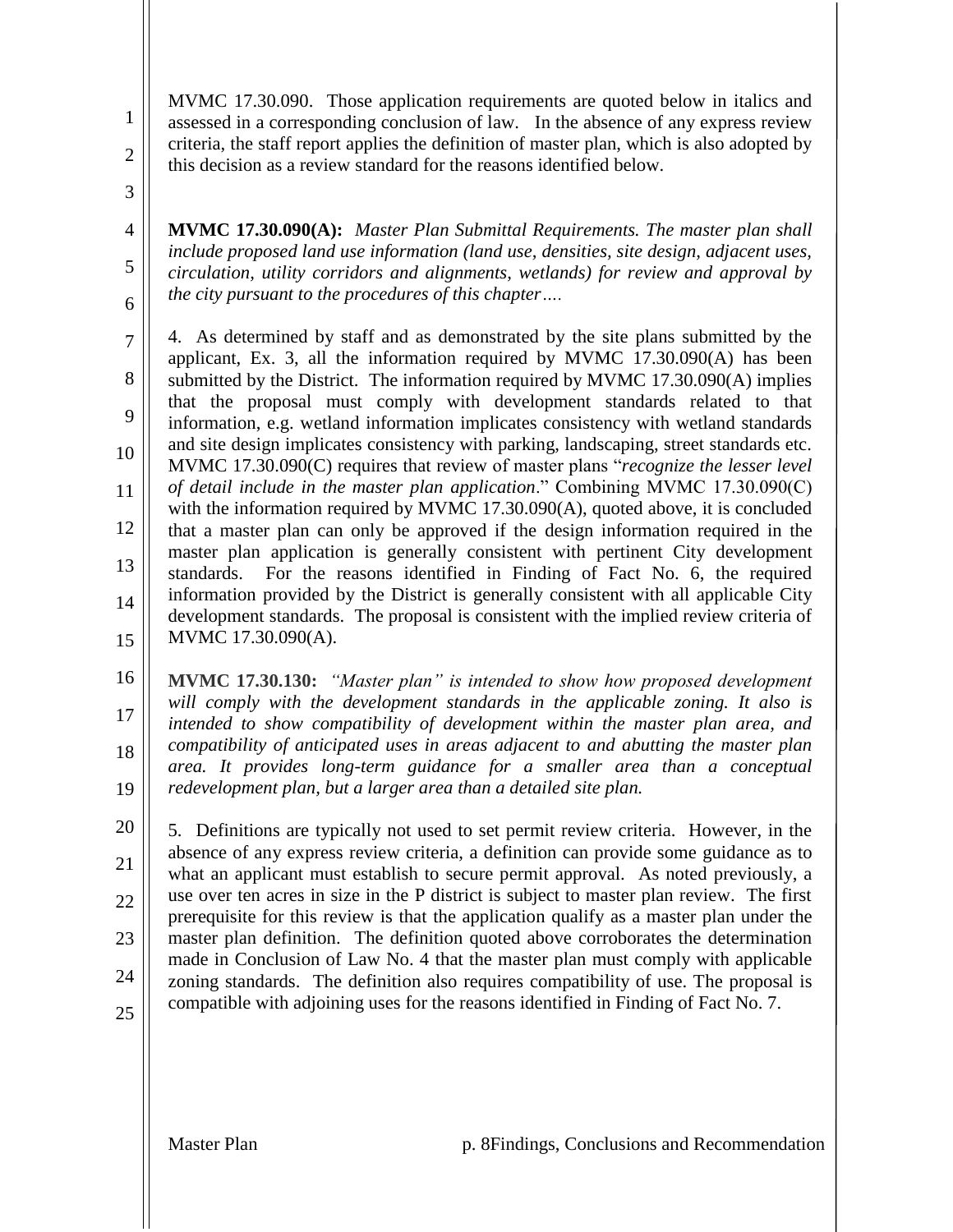MVMC 17.30.090. Those application requirements are quoted below in italics and assessed in a corresponding conclusion of law. In the absence of any express review criteria, the staff report applies the definition of master plan, which is also adopted by this decision as a review standard for the reasons identified below.

**MVMC 17.30.090(A):** *Master Plan Submittal Requirements. The master plan shall include proposed land use information (land use, densities, site design, adjacent uses, circulation, utility corridors and alignments, wetlands) for review and approval by the city pursuant to the procedures of this chapter….*

4. As determined by staff and as demonstrated by the site plans submitted by the applicant, Ex. 3, all the information required by MVMC 17.30.090(A) has been submitted by the District. The information required by MVMC 17.30.090(A) implies that the proposal must comply with development standards related to that information, e.g. wetland information implicates consistency with wetland standards and site design implicates consistency with parking, landscaping, street standards etc. MVMC 17.30.090(C) requires that review of master plans "*recognize the lesser level of detail include in the master plan application*." Combining MVMC 17.30.090(C) with the information required by MVMC 17.30.090(A), quoted above, it is concluded that a master plan can only be approved if the design information required in the master plan application is generally consistent with pertinent City development standards. For the reasons identified in Finding of Fact No. 6, the required information provided by the District is generally consistent with all applicable City development standards. The proposal is consistent with the implied review criteria of MVMC 17.30.090(A).

**MVMC 17.30.130:** *"Master plan" is intended to show how proposed development will comply with the development standards in the applicable zoning. It also is intended to show compatibility of development within the master plan area, and compatibility of anticipated uses in areas adjacent to and abutting the master plan area. It provides long-term guidance for a smaller area than a conceptual redevelopment plan, but a larger area than a detailed site plan.*

5. Definitions are typically not used to set permit review criteria. However, in the absence of any express review criteria, a definition can provide some guidance as to what an applicant must establish to secure permit approval. As noted previously, a use over ten acres in size in the P district is subject to master plan review. The first prerequisite for this review is that the application qualify as a master plan under the master plan definition. The definition quoted above corroborates the determination made in Conclusion of Law No. 4 that the master plan must comply with applicable zoning standards. The definition also requires compatibility of use. The proposal is compatible with adjoining uses for the reasons identified in Finding of Fact No. 7.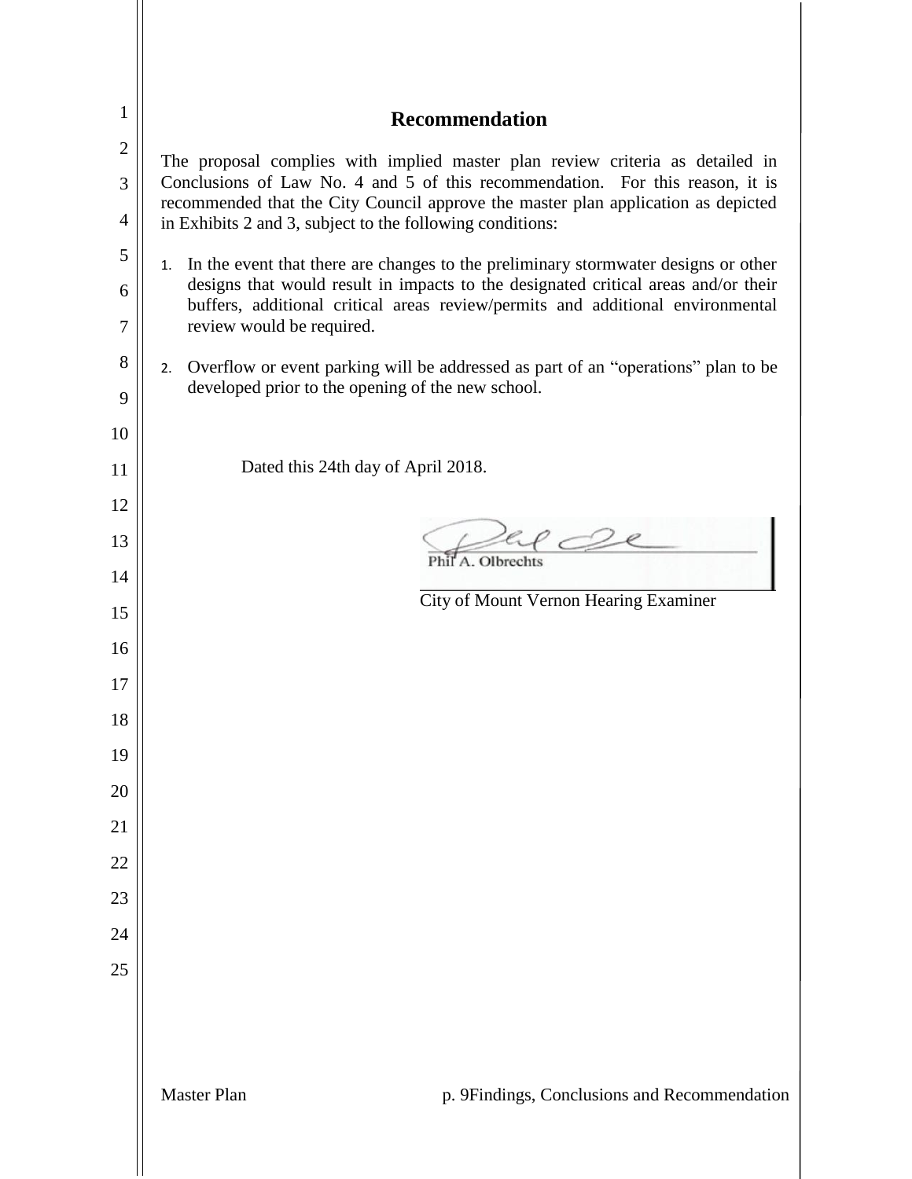## Recommendation

The proposal complies with implied master plan review criteria as detailed in Conclusions of Law No. 4 and 5 of this recommendation. For this reason, it is recommended that the City Council approve the master plan application as depicted in Exhibits 2 and 3, subject to the following conditions:

1. In the event that there are changes to the preliminary stormwater designs or other designs that would result in impacts to the designated critical areas and/or their buffers, additional critical areas review/permits and additional environmental review would be required.

2. Overflow or event parking will be addressed as part of an "operations" plan to be developed prior to the opening of the new school.

Dated this 24th day of April 2018.

Phil A. Olbrechts

City of Mount Vernon Hearing Examiner